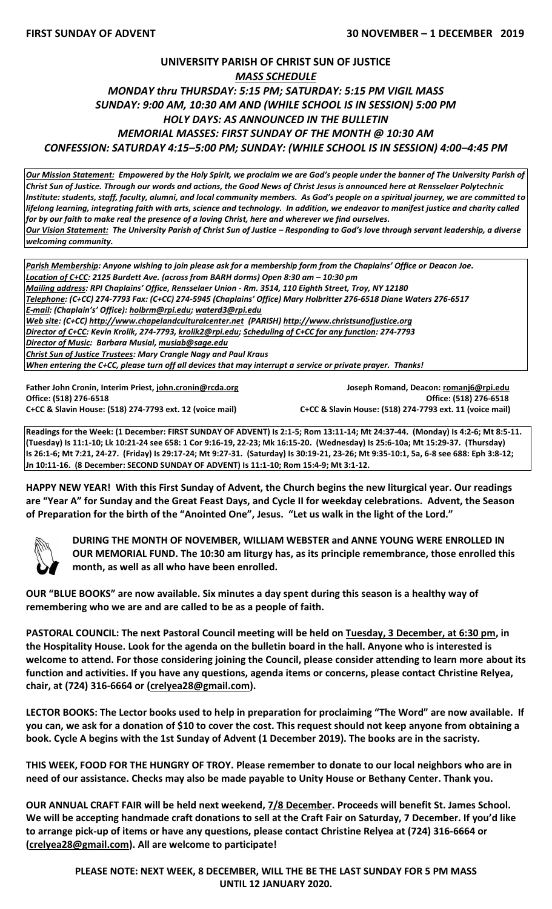**FIRST SUNDAY OF ADVENT** **30 NOVEMBER – 1 DECEMBER 2019**

# UNIVERSITY PARISH OF CHRIST SUN OF JUSTICE

***MASS SCHEDULE***

***MONDAY thru THURSDAY: 5:15 PM; SATURDAY: 5:15 PM VIGIL MASS***
***SUNDAY: 9:00 AM, 10:30 AM AND (WHILE SCHOOL IS IN SESSION) 5:00 PM***
***HOLY DAYS: AS ANNOUNCED IN THE BULLETIN***
***MEMORIAL MASSES: FIRST SUNDAY OF THE MONTH @ 10:30 AM***
***CONFESSION: SATURDAY 4:15–5:00 PM; SUNDAY: (WHILE SCHOOL IS IN SESSION) 4:00–4:45 PM***

***Our Mission Statement:** Empowered by the Holy Spirit, we proclaim we are God's people under the banner of The University Parish of Christ Sun of Justice. Through our words and actions, the Good News of Christ Jesus is announced here at Rensselaer Polytechnic Institute: students, staff, faculty, alumni, and local community members. As God's people on a spiritual journey, we are committed to lifelong learning, integrating faith with arts, science and technology. In addition, we endeavor to manifest justice and charity called for by our faith to make real the presence of a loving Christ, here and wherever we find ourselves.*
***Our Vision Statement:** The University Parish of Christ Sun of Justice – Responding to God's love through servant leadership, a diverse welcoming community.*

***Parish Membership:** Anyone wishing to join please ask for a membership form from the Chaplains' Office or Deacon Joe.*
***Location of C+CC:** 2125 Burdett Ave. (across from BARH dorms) Open 8:30 am – 10:30 pm*
***Mailing address:** RPI Chaplains' Office, Rensselaer Union - Rm. 3514, 110 Eighth Street, Troy, NY 12180*
***Telephone:** (C+CC) 274-7793 Fax: (C+CC) 274-5945 (Chaplains' Office) Mary Holbritter 276-6518 Diane Waters 276-6517*
***E-mail:** (Chaplain's' Office): holbrm@rpi.edu; waterd3@rpi.edu*
***Web site:** (C+CC) http://www.chapelandculturalcenter.net (PARISH) http://www.christsunofjustice.org*
***Director of C+CC:** Kevin Krolik, 274-7793, krolik2@rpi.edu; **Scheduling of C+CC for any function:** 274-7793*
***Director of Music:** Barbara Musial, musiab@sage.edu*
***Christ Sun of Justice Trustees:** Mary Crangle Nagy and Paul Kraus*
***When entering the C+CC, please turn off all devices that may interrupt a service or private prayer. Thanks!***

**Father John Cronin, Interim Priest, john.cronin@rcda.org**
**Office: (518) 276-6518**
**C+CC & Slavin House: (518) 274-7793 ext. 12 (voice mail)**

**Joseph Romand, Deacon: romanj6@rpi.edu**
**Office: (518) 276-6518**
**C+CC & Slavin House: (518) 274-7793 ext. 11 (voice mail)**

**Readings for the Week: (1 December: FIRST SUNDAY OF ADVENT) Is 2:1-5; Rom 13:11-14; Mt 24:37-44. (Monday) Is 4:2-6; Mt 8:5-11. (Tuesday) Is 11:1-10; Lk 10:21-24 see 658: 1 Cor 9:16-19, 22-23; Mk 16:15-20. (Wednesday) Is 25:6-10a; Mt 15:29-37. (Thursday) Is 26:1-6; Mt 7:21, 24-27. (Friday) Is 29:17-24; Mt 9:27-31. (Saturday) Is 30:19-21, 23-26; Mt 9:35-10:1, 5a, 6-8 see 688: Eph 3:8-12; Jn 10:11-16. (8 December: SECOND SUNDAY OF ADVENT) Is 11:1-10; Rom 15:4-9; Mt 3:1-12.**

**HAPPY NEW YEAR! With this First Sunday of Advent, the Church begins the new liturgical year. Our readings are "Year A" for Sunday and the Great Feast Days, and Cycle II for weekday celebrations. Advent, the Season of Preparation for the birth of the "Anointed One", Jesus. "Let us walk in the light of the Lord."**

**DURING THE MONTH OF NOVEMBER, WILLIAM WEBSTER and ANNE YOUNG WERE ENROLLED IN OUR MEMORIAL FUND. The 10:30 am liturgy has, as its principle remembrance, those enrolled this month, as well as all who have been enrolled.**

**OUR "BLUE BOOKS" are now available. Six minutes a day spent during this season is a healthy way of remembering who we are and are called to be as a people of faith.**

**PASTORAL COUNCIL: The next Pastoral Council meeting will be held on Tuesday, 3 December, at 6:30 pm, in the Hospitality House. Look for the agenda on the bulletin board in the hall. Anyone who is interested is welcome to attend. For those considering joining the Council, please consider attending to learn more about its function and activities. If you have any questions, agenda items or concerns, please contact Christine Relyea, chair, at (724) 316-6664 or (crelyea28@gmail.com).**

**LECTOR BOOKS: The Lector books used to help in preparation for proclaiming "The Word" are now available. If you can, we ask for a donation of $10 to cover the cost. This request should not keep anyone from obtaining a book. Cycle A begins with the 1st Sunday of Advent (1 December 2019). The books are in the sacristy.**

**THIS WEEK, FOOD FOR THE HUNGRY OF TROY. Please remember to donate to our local neighbors who are in need of our assistance. Checks may also be made payable to Unity House or Bethany Center. Thank you.**

**OUR ANNUAL CRAFT FAIR will be held next weekend, 7/8 December. Proceeds will benefit St. James School. We will be accepting handmade craft donations to sell at the Craft Fair on Saturday, 7 December. If you'd like to arrange pick-up of items or have any questions, please contact Christine Relyea at (724) 316-6664 or (crelyea28@gmail.com). All are welcome to participate!**

**PLEASE NOTE: NEXT WEEK, 8 DECEMBER, WILL THE BE THE LAST SUNDAY FOR 5 PM MASS UNTIL 12 JANUARY 2020.**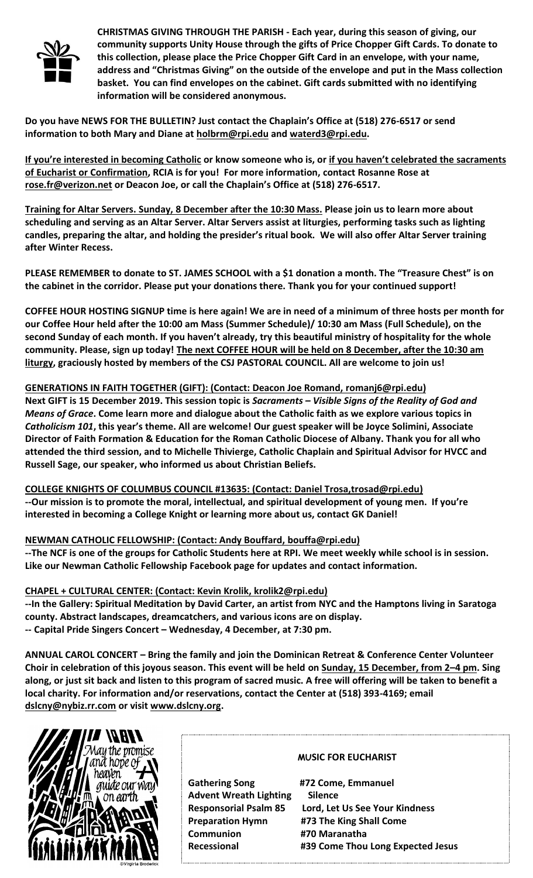**CHRISTMAS GIVING THROUGH THE PARISH - Each year, during this season of giving, our community supports Unity House through the gifts of Price Chopper Gift Cards. To donate to this collection, please place the Price Chopper Gift Card in an envelope, with your name, address and "Christmas Giving" on the outside of the envelope and put in the Mass collection basket. You can find envelopes on the cabinet. Gift cards submitted with no identifying information will be considered anonymous.**

**Do you have NEWS FOR THE BULLETIN? Just contact the Chaplain's Office at (518) 276-6517 or send information to both Mary and Diane at holbrm@rpi.edu and waterd3@rpi.edu.**

**If you're interested in becoming Catholic or know someone who is, or if you haven't celebrated the sacraments of Eucharist or Confirmation, RCIA is for you! For more information, contact Rosanne Rose at rose.fr@verizon.net or Deacon Joe, or call the Chaplain's Office at (518) 276-6517.**

**Training for Altar Servers. Sunday, 8 December after the 10:30 Mass. Please join us to learn more about scheduling and serving as an Altar Server. Altar Servers assist at liturgies, performing tasks such as lighting candles, preparing the altar, and holding the presider's ritual book. We will also offer Altar Server training after Winter Recess.**

**PLEASE REMEMBER to donate to ST. JAMES SCHOOL with a $1 donation a month. The "Treasure Chest" is on the cabinet in the corridor. Please put your donations there. Thank you for your continued support!**

**COFFEE HOUR HOSTING SIGNUP time is here again! We are in need of a minimum of three hosts per month for our Coffee Hour held after the 10:00 am Mass (Summer Schedule)/ 10:30 am Mass (Full Schedule), on the second Sunday of each month. If you haven't already, try this beautiful ministry of hospitality for the whole community. Please, sign up today! The next COFFEE HOUR will be held on 8 December, after the 10:30 am liturgy, graciously hosted by members of the CSJ PASTORAL COUNCIL. All are welcome to join us!**

**GENERATIONS IN FAITH TOGETHER (GIFT): (Contact: Deacon Joe Romand, romanj6@rpi.edu)**
**Next GIFT is 15 December 2019. This session topic is *Sacraments – Visible Signs of the Reality of God and Means of Grace*. Come learn more and dialogue about the Catholic faith as we explore various topics in *Catholicism 101*, this year's theme. All are welcome! Our guest speaker will be Joyce Solimini, Associate Director of Faith Formation & Education for the Roman Catholic Diocese of Albany. Thank you for all who attended the third session, and to Michelle Thivierge, Catholic Chaplain and Spiritual Advisor for HVCC and Russell Sage, our speaker, who informed us about Christian Beliefs.**

**COLLEGE KNIGHTS OF COLUMBUS COUNCIL #13635: (Contact: Daniel Trosa,trosad@rpi.edu)**
**--Our mission is to promote the moral, intellectual, and spiritual development of young men. If you're interested in becoming a College Knight or learning more about us, contact GK Daniel!**

**NEWMAN CATHOLIC FELLOWSHIP: (Contact: Andy Bouffard, bouffa@rpi.edu)**
**--The NCF is one of the groups for Catholic Students here at RPI. We meet weekly while school is in session. Like our Newman Catholic Fellowship Facebook page for updates and contact information.**

**CHAPEL + CULTURAL CENTER: (Contact: Kevin Krolik, krolik2@rpi.edu)**
**--In the Gallery: Spiritual Meditation by David Carter, an artist from NYC and the Hamptons living in Saratoga county. Abstract landscapes, dreamcatchers, and various icons are on display.**
**-- Capital Pride Singers Concert – Wednesday, 4 December, at 7:30 pm.**

**ANNUAL CAROL CONCERT – Bring the family and join the Dominican Retreat & Conference Center Volunteer Choir in celebration of this joyous season. This event will be held on Sunday, 15 December, from 2–4 pm. Sing along, or just sit back and listen to this program of sacred music. A free will offering will be taken to benefit a local charity. For information and/or reservations, contact the Center at (518) 393-4169; email dslcny@nybiz.rr.com or visit www.dslcny.org.**

May the promise and hope of heaven guide our way on earth

©Virginia Broderick

**MUSIC FOR EUCHARIST**

| | |
|---|---|
| **Gathering Song** | **#72 Come, Emmanuel** |
| **Advent Wreath Lighting** | **Silence** |
| **Responsorial Psalm 85** | **Lord, Let Us See Your Kindness** |
| **Preparation Hymn** | **#73 The King Shall Come** |
| **Communion** | **#70 Maranatha** |
| **Recessional** | **#39 Come Thou Long Expected Jesus** |